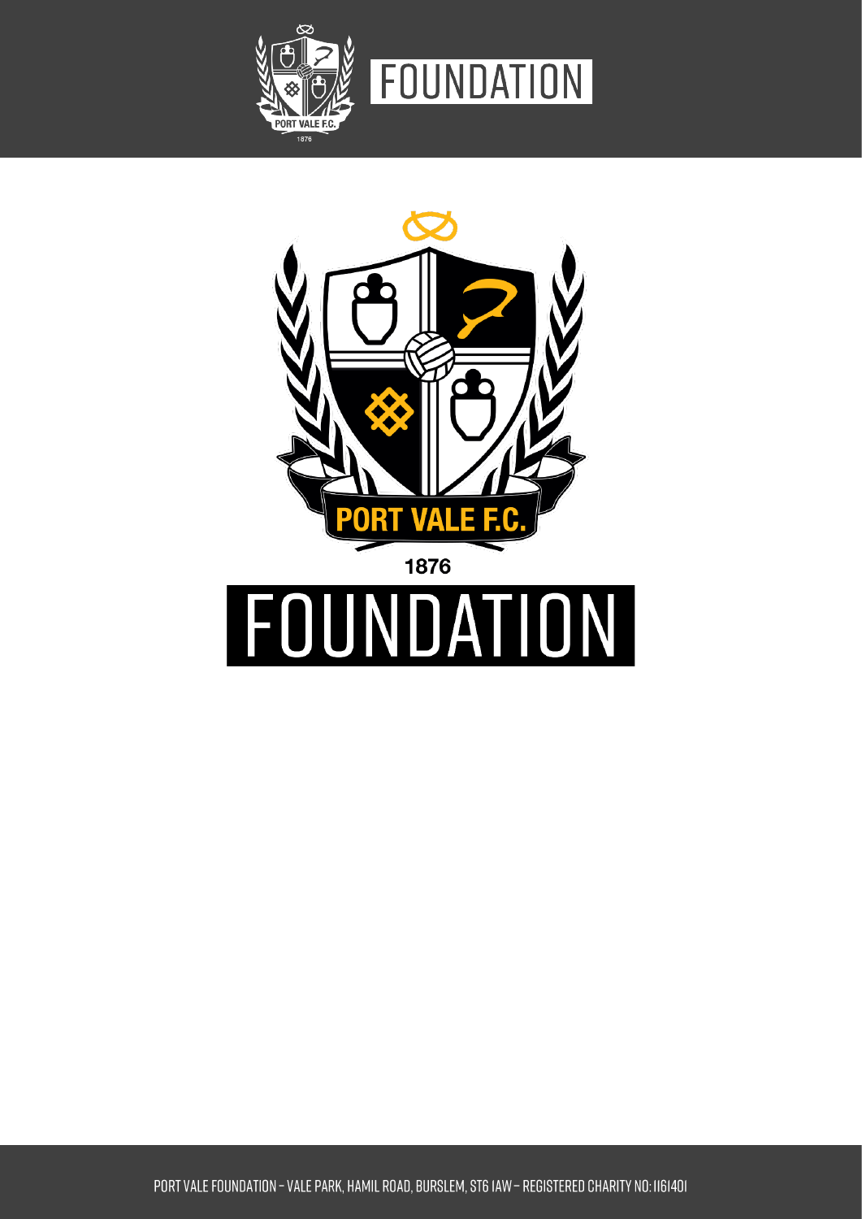FOUNDATION

PORT VALE F.C.

1876

# FOUNDATION

PORT VALE FOUNDATION – VALE PARK, HAMIL ROAD, BURSLEM, ST6 1AW – REGISTERED CHARITY NO: 1161401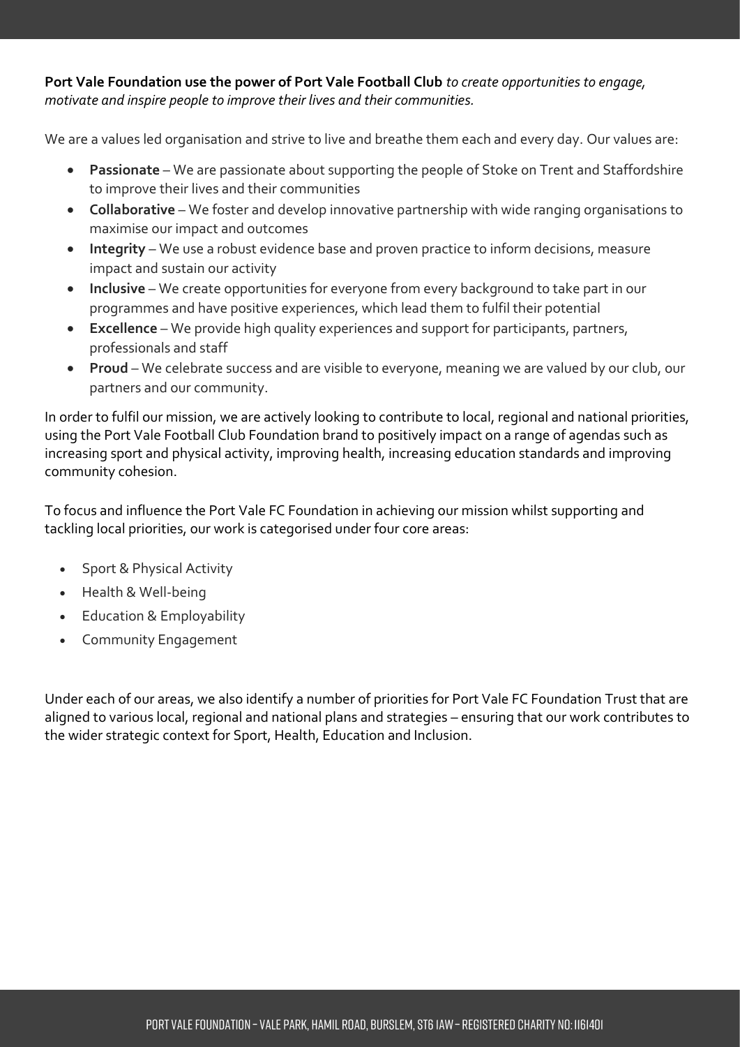**Port Vale Foundation use the power of Port Vale Football Club** *to create opportunities to engage, motivate and inspire people to improve their lives and their communities.*

We are a values led organisation and strive to live and breathe them each and every day. Our values are:

- **Passionate** – We are passionate about supporting the people of Stoke on Trent and Staffordshire to improve their lives and their communities
- **Collaborative** – We foster and develop innovative partnership with wide ranging organisations to maximise our impact and outcomes
- **Integrity** – We use a robust evidence base and proven practice to inform decisions, measure impact and sustain our activity
- **Inclusive** – We create opportunities for everyone from every background to take part in our programmes and have positive experiences, which lead them to fulfil their potential
- **Excellence** – We provide high quality experiences and support for participants, partners, professionals and staff
- **Proud** – We celebrate success and are visible to everyone, meaning we are valued by our club, our partners and our community.

In order to fulfil our mission, we are actively looking to contribute to local, regional and national priorities, using the Port Vale Football Club Foundation brand to positively impact on a range of agendas such as increasing sport and physical activity, improving health, increasing education standards and improving community cohesion.

To focus and influence the Port Vale FC Foundation in achieving our mission whilst supporting and tackling local priorities, our work is categorised under four core areas:

- Sport & Physical Activity
- Health & Well-being
- Education & Employability
- Community Engagement

Under each of our areas, we also identify a number of priorities for Port Vale FC Foundation Trust that are aligned to various local, regional and national plans and strategies – ensuring that our work contributes to the wider strategic context for Sport, Health, Education and Inclusion.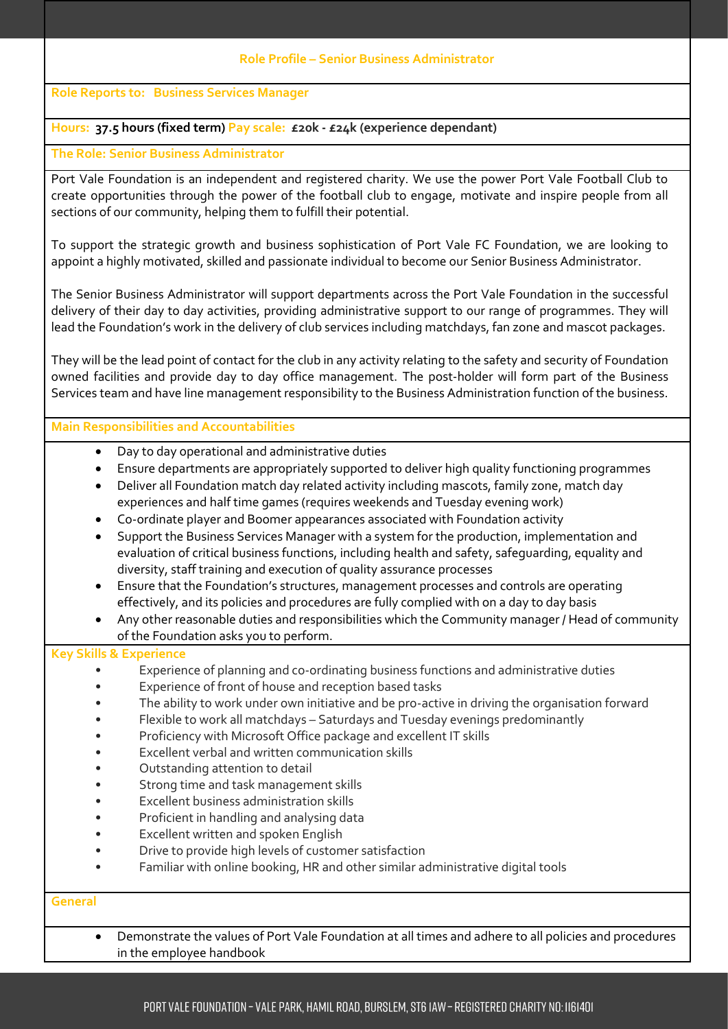## Role Profile – Senior Business Administrator

**Role Reports to: Business Services Manager**

**Hours: 37.5 hours (fixed term) Pay scale: £20k - £24k (experience dependant)**

**The Role: Senior Business Administrator**

Port Vale Foundation is an independent and registered charity. We use the power Port Vale Football Club to create opportunities through the power of the football club to engage, motivate and inspire people from all sections of our community, helping them to fulfill their potential.

To support the strategic growth and business sophistication of Port Vale FC Foundation, we are looking to appoint a highly motivated, skilled and passionate individual to become our Senior Business Administrator.

The Senior Business Administrator will support departments across the Port Vale Foundation in the successful delivery of their day to day activities, providing administrative support to our range of programmes. They will lead the Foundation's work in the delivery of club services including matchdays, fan zone and mascot packages.

They will be the lead point of contact for the club in any activity relating to the safety and security of Foundation owned facilities and provide day to day office management. The post-holder will form part of the Business Services team and have line management responsibility to the Business Administration function of the business.

**Main Responsibilities and Accountabilities**

- Day to day operational and administrative duties
- Ensure departments are appropriately supported to deliver high quality functioning programmes
- Deliver all Foundation match day related activity including mascots, family zone, match day experiences and half time games (requires weekends and Tuesday evening work)
- Co-ordinate player and Boomer appearances associated with Foundation activity
- Support the Business Services Manager with a system for the production, implementation and evaluation of critical business functions, including health and safety, safeguarding, equality and diversity, staff training and execution of quality assurance processes
- Ensure that the Foundation's structures, management processes and controls are operating effectively, and its policies and procedures are fully complied with on a day to day basis
- Any other reasonable duties and responsibilities which the Community manager / Head of community of the Foundation asks you to perform.

**Key Skills & Experience**

- Experience of planning and co-ordinating business functions and administrative duties
- Experience of front of house and reception based tasks
- The ability to work under own initiative and be pro-active in driving the organisation forward
- Flexible to work all matchdays – Saturdays and Tuesday evenings predominantly
- Proficiency with Microsoft Office package and excellent IT skills
- Excellent verbal and written communication skills
- Outstanding attention to detail
- Strong time and task management skills
- Excellent business administration skills
- Proficient in handling and analysing data
- Excellent written and spoken English
- Drive to provide high levels of customer satisfaction
- Familiar with online booking, HR and other similar administrative digital tools

**General**

- Demonstrate the values of Port Vale Foundation at all times and adhere to all policies and procedures in the employee handbook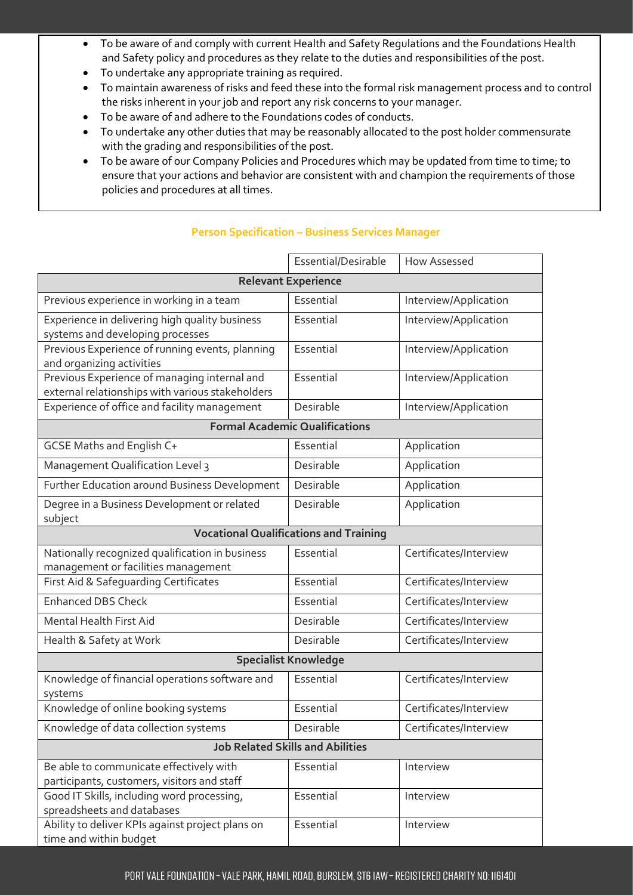- To be aware of and comply with current Health and Safety Regulations and the Foundations Health and Safety policy and procedures as they relate to the duties and responsibilities of the post.
- To undertake any appropriate training as required.
- To maintain awareness of risks and feed these into the formal risk management process and to control the risks inherent in your job and report any risk concerns to your manager.
- To be aware of and adhere to the Foundations codes of conducts.
- To undertake any other duties that may be reasonably allocated to the post holder commensurate with the grading and responsibilities of the post.
- To be aware of our Company Policies and Procedures which may be updated from time to time; to ensure that your actions and behavior are consistent with and champion the requirements of those policies and procedures at all times.

## Person Specification – Business Services Manager

| | Essential/Desirable | How Assessed |
|---|---|---|
| **Relevant Experience** | | |
| Previous experience in working in a team | Essential | Interview/Application |
| Experience in delivering high quality business systems and developing processes | Essential | Interview/Application |
| Previous Experience of running events, planning and organizing activities | Essential | Interview/Application |
| Previous Experience of managing internal and external relationships with various stakeholders | Essential | Interview/Application |
| Experience of office and facility management | Desirable | Interview/Application |
| **Formal Academic Qualifications** | | |
| GCSE Maths and English C+ | Essential | Application |
| Management Qualification Level 3 | Desirable | Application |
| Further Education around Business Development | Desirable | Application |
| Degree in a Business Development or related subject | Desirable | Application |
| **Vocational Qualifications and Training** | | |
| Nationally recognized qualification in business management or facilities management | Essential | Certificates/Interview |
| First Aid & Safeguarding Certificates | Essential | Certificates/Interview |
| Enhanced DBS Check | Essential | Certificates/Interview |
| Mental Health First Aid | Desirable | Certificates/Interview |
| Health & Safety at Work | Desirable | Certificates/Interview |
| **Specialist Knowledge** | | |
| Knowledge of financial operations software and systems | Essential | Certificates/Interview |
| Knowledge of online booking systems | Essential | Certificates/Interview |
| Knowledge of data collection systems | Desirable | Certificates/Interview |
| **Job Related Skills and Abilities** | | |
| Be able to communicate effectively with participants, customers, visitors and staff | Essential | Interview |
| Good IT Skills, including word processing, spreadsheets and databases | Essential | Interview |
| Ability to deliver KPIs against project plans on time and within budget | Essential | Interview |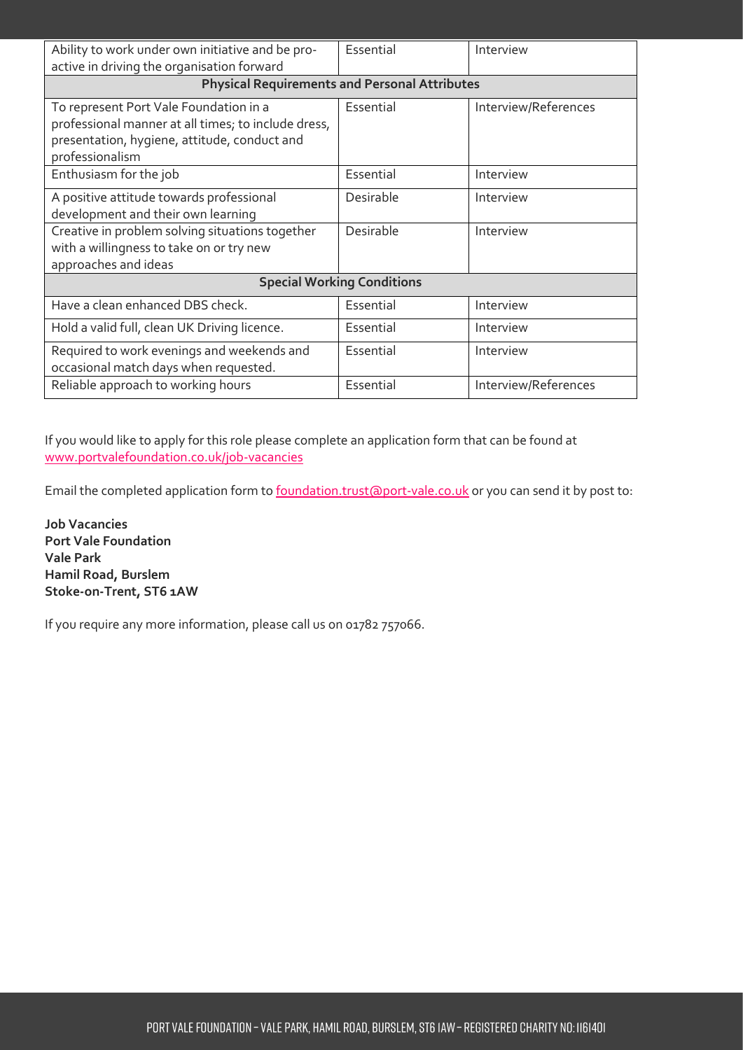| | | |
|---|---|---|
| Ability to work under own initiative and be pro-active in driving the organisation forward | Essential | Interview |
| **Physical Requirements and Personal Attributes** | | |
| To represent Port Vale Foundation in a professional manner at all times; to include dress, presentation, hygiene, attitude, conduct and professionalism | Essential | Interview/References |
| Enthusiasm for the job | Essential | Interview |
| A positive attitude towards professional development and their own learning | Desirable | Interview |
| Creative in problem solving situations together with a willingness to take on or try new approaches and ideas | Desirable | Interview |
| **Special Working Conditions** | | |
| Have a clean enhanced DBS check. | Essential | Interview |
| Hold a valid full, clean UK Driving licence. | Essential | Interview |
| Required to work evenings and weekends and occasional match days when requested. | Essential | Interview |
| Reliable approach to working hours | Essential | Interview/References |

If you would like to apply for this role please complete an application form that can be found at www.portvalefoundation.co.uk/job-vacancies

Email the completed application form to foundation.trust@port-vale.co.uk or you can send it by post to:

**Job Vacancies**
**Port Vale Foundation**
**Vale Park**
**Hamil Road, Burslem**
**Stoke-on-Trent, ST6 1AW**

If you require any more information, please call us on 01782 757066.